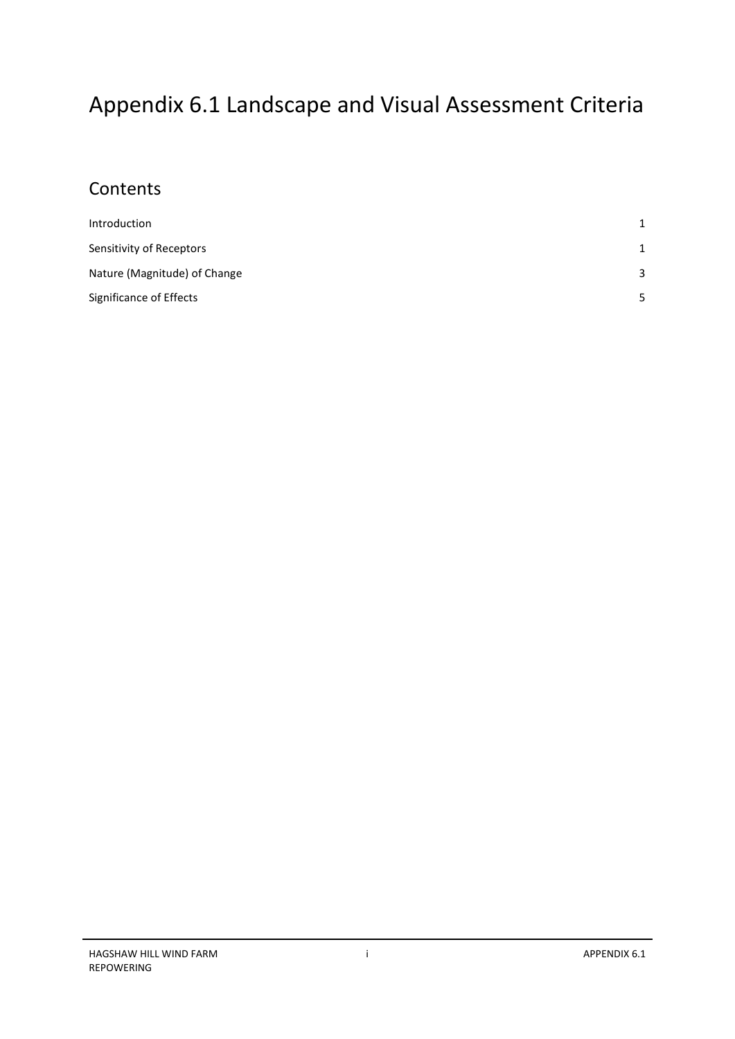# Appendix 6.1 Landscape and Visual Assessment Criteria

## Contents

| | |
|---|---|
| Introduction | 1 |
| Sensitivity of Receptors | 1 |
| Nature (Magnitude) of Change | 3 |
| Significance of Effects | 5 |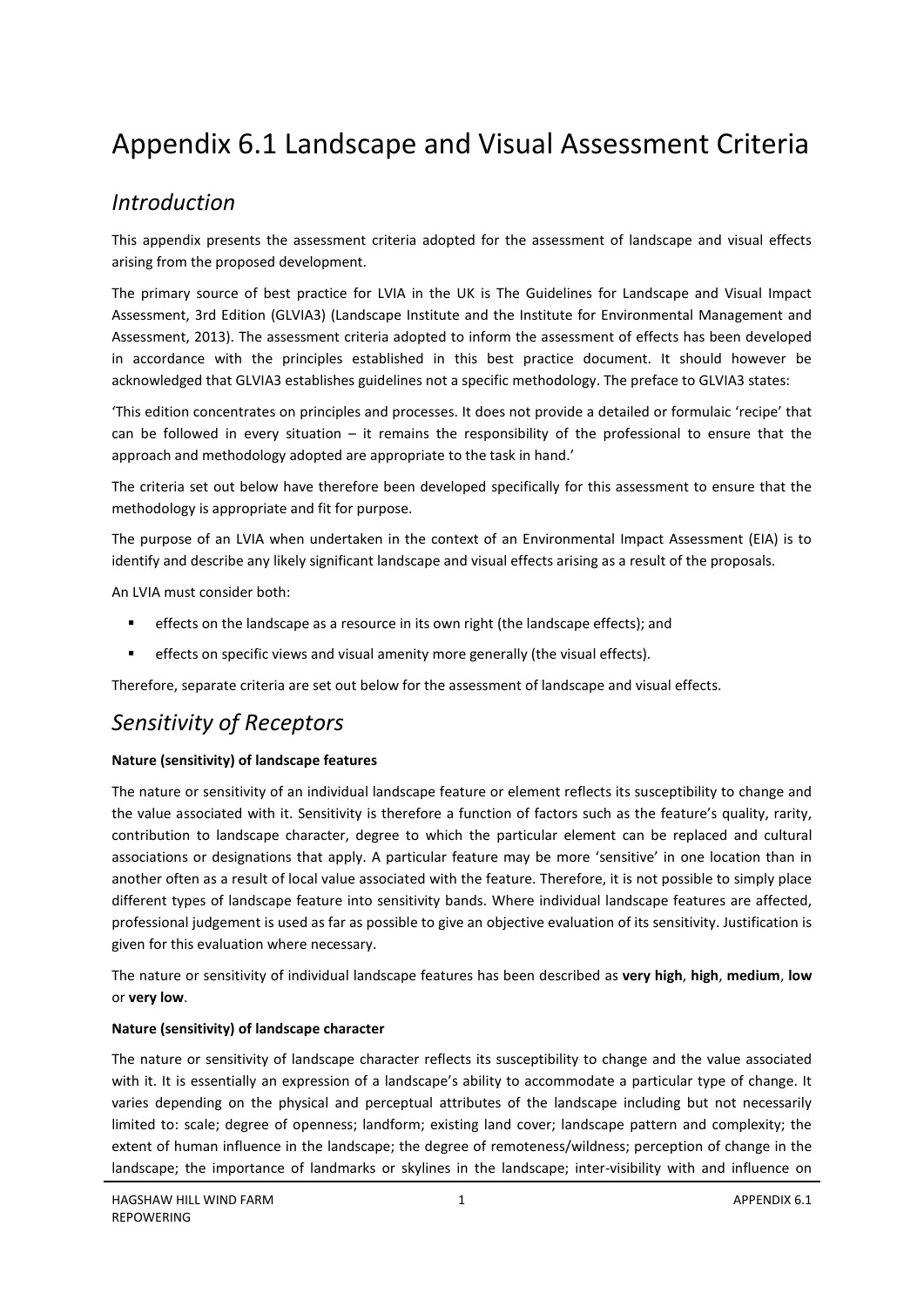# Appendix 6.1 Landscape and Visual Assessment Criteria

## *Introduction*

This appendix presents the assessment criteria adopted for the assessment of landscape and visual effects arising from the proposed development.

The primary source of best practice for LVIA in the UK is The Guidelines for Landscape and Visual Impact Assessment, 3rd Edition (GLVIA3) (Landscape Institute and the Institute for Environmental Management and Assessment, 2013). The assessment criteria adopted to inform the assessment of effects has been developed in accordance with the principles established in this best practice document. It should however be acknowledged that GLVIA3 establishes guidelines not a specific methodology. The preface to GLVIA3 states:

'This edition concentrates on principles and processes. It does not provide a detailed or formulaic 'recipe' that can be followed in every situation – it remains the responsibility of the professional to ensure that the approach and methodology adopted are appropriate to the task in hand.'

The criteria set out below have therefore been developed specifically for this assessment to ensure that the methodology is appropriate and fit for purpose.

The purpose of an LVIA when undertaken in the context of an Environmental Impact Assessment (EIA) is to identify and describe any likely significant landscape and visual effects arising as a result of the proposals.

An LVIA must consider both:

- effects on the landscape as a resource in its own right (the landscape effects); and
- effects on specific views and visual amenity more generally (the visual effects).

Therefore, separate criteria are set out below for the assessment of landscape and visual effects.

## *Sensitivity of Receptors*

**Nature (sensitivity) of landscape features**

The nature or sensitivity of an individual landscape feature or element reflects its susceptibility to change and the value associated with it. Sensitivity is therefore a function of factors such as the feature's quality, rarity, contribution to landscape character, degree to which the particular element can be replaced and cultural associations or designations that apply. A particular feature may be more 'sensitive' in one location than in another often as a result of local value associated with the feature. Therefore, it is not possible to simply place different types of landscape feature into sensitivity bands. Where individual landscape features are affected, professional judgement is used as far as possible to give an objective evaluation of its sensitivity. Justification is given for this evaluation where necessary.

The nature or sensitivity of individual landscape features has been described as **very high**, **high**, **medium**, **low** or **very low**.

**Nature (sensitivity) of landscape character**

The nature or sensitivity of landscape character reflects its susceptibility to change and the value associated with it. It is essentially an expression of a landscape's ability to accommodate a particular type of change. It varies depending on the physical and perceptual attributes of the landscape including but not necessarily limited to: scale; degree of openness; landform; existing land cover; landscape pattern and complexity; the extent of human influence in the landscape; the degree of remoteness/wildness; perception of change in the landscape; the importance of landmarks or skylines in the landscape; inter-visibility with and influence on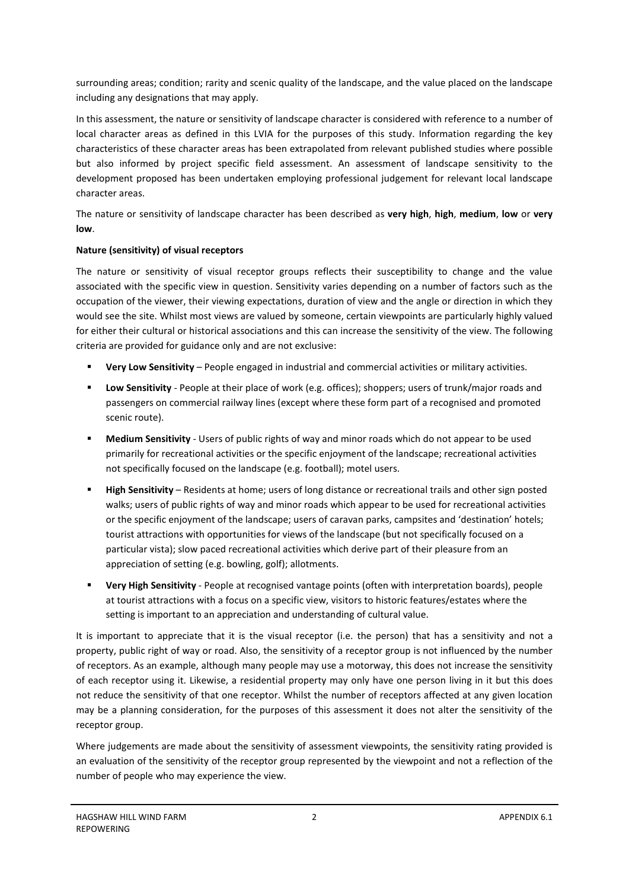surrounding areas; condition; rarity and scenic quality of the landscape, and the value placed on the landscape including any designations that may apply.

In this assessment, the nature or sensitivity of landscape character is considered with reference to a number of local character areas as defined in this LVIA for the purposes of this study. Information regarding the key characteristics of these character areas has been extrapolated from relevant published studies where possible but also informed by project specific field assessment. An assessment of landscape sensitivity to the development proposed has been undertaken employing professional judgement for relevant local landscape character areas.

The nature or sensitivity of landscape character has been described as **very high**, **high**, **medium**, **low** or **very low**.

**Nature (sensitivity) of visual receptors**

The nature or sensitivity of visual receptor groups reflects their susceptibility to change and the value associated with the specific view in question. Sensitivity varies depending on a number of factors such as the occupation of the viewer, their viewing expectations, duration of view and the angle or direction in which they would see the site. Whilst most views are valued by someone, certain viewpoints are particularly highly valued for either their cultural or historical associations and this can increase the sensitivity of the view. The following criteria are provided for guidance only and are not exclusive:

- **Very Low Sensitivity** – People engaged in industrial and commercial activities or military activities.
- **Low Sensitivity** - People at their place of work (e.g. offices); shoppers; users of trunk/major roads and passengers on commercial railway lines (except where these form part of a recognised and promoted scenic route).
- **Medium Sensitivity** - Users of public rights of way and minor roads which do not appear to be used primarily for recreational activities or the specific enjoyment of the landscape; recreational activities not specifically focused on the landscape (e.g. football); motel users.
- **High Sensitivity** – Residents at home; users of long distance or recreational trails and other sign posted walks; users of public rights of way and minor roads which appear to be used for recreational activities or the specific enjoyment of the landscape; users of caravan parks, campsites and 'destination' hotels; tourist attractions with opportunities for views of the landscape (but not specifically focused on a particular vista); slow paced recreational activities which derive part of their pleasure from an appreciation of setting (e.g. bowling, golf); allotments.
- **Very High Sensitivity** - People at recognised vantage points (often with interpretation boards), people at tourist attractions with a focus on a specific view, visitors to historic features/estates where the setting is important to an appreciation and understanding of cultural value.

It is important to appreciate that it is the visual receptor (i.e. the person) that has a sensitivity and not a property, public right of way or road. Also, the sensitivity of a receptor group is not influenced by the number of receptors. As an example, although many people may use a motorway, this does not increase the sensitivity of each receptor using it. Likewise, a residential property may only have one person living in it but this does not reduce the sensitivity of that one receptor. Whilst the number of receptors affected at any given location may be a planning consideration, for the purposes of this assessment it does not alter the sensitivity of the receptor group.

Where judgements are made about the sensitivity of assessment viewpoints, the sensitivity rating provided is an evaluation of the sensitivity of the receptor group represented by the viewpoint and not a reflection of the number of people who may experience the view.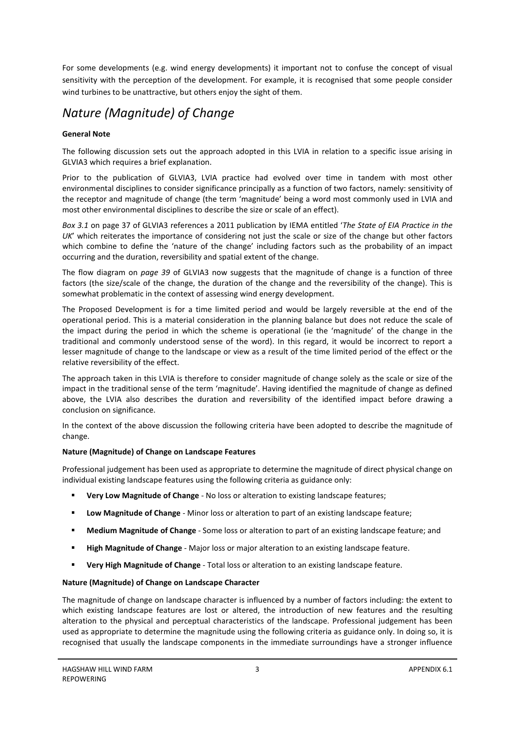For some developments (e.g. wind energy developments) it important not to confuse the concept of visual sensitivity with the perception of the development. For example, it is recognised that some people consider wind turbines to be unattractive, but others enjoy the sight of them.

## *Nature (Magnitude) of Change*

**General Note**

The following discussion sets out the approach adopted in this LVIA in relation to a specific issue arising in GLVIA3 which requires a brief explanation.

Prior to the publication of GLVIA3, LVIA practice had evolved over time in tandem with most other environmental disciplines to consider significance principally as a function of two factors, namely: sensitivity of the receptor and magnitude of change (the term 'magnitude' being a word most commonly used in LVIA and most other environmental disciplines to describe the size or scale of an effect).

*Box 3.1* on page 37 of GLVIA3 references a 2011 publication by IEMA entitled '*The State of EIA Practice in the UK*' which reiterates the importance of considering not just the scale or size of the change but other factors which combine to define the 'nature of the change' including factors such as the probability of an impact occurring and the duration, reversibility and spatial extent of the change.

The flow diagram on *page 39* of GLVIA3 now suggests that the magnitude of change is a function of three factors (the size/scale of the change, the duration of the change and the reversibility of the change). This is somewhat problematic in the context of assessing wind energy development.

The Proposed Development is for a time limited period and would be largely reversible at the end of the operational period. This is a material consideration in the planning balance but does not reduce the scale of the impact during the period in which the scheme is operational (ie the 'magnitude' of the change in the traditional and commonly understood sense of the word). In this regard, it would be incorrect to report a lesser magnitude of change to the landscape or view as a result of the time limited period of the effect or the relative reversibility of the effect.

The approach taken in this LVIA is therefore to consider magnitude of change solely as the scale or size of the impact in the traditional sense of the term 'magnitude'. Having identified the magnitude of change as defined above, the LVIA also describes the duration and reversibility of the identified impact before drawing a conclusion on significance.

In the context of the above discussion the following criteria have been adopted to describe the magnitude of change.

**Nature (Magnitude) of Change on Landscape Features**

Professional judgement has been used as appropriate to determine the magnitude of direct physical change on individual existing landscape features using the following criteria as guidance only:

- **Very Low Magnitude of Change** - No loss or alteration to existing landscape features;
- **Low Magnitude of Change** - Minor loss or alteration to part of an existing landscape feature;
- **Medium Magnitude of Change** - Some loss or alteration to part of an existing landscape feature; and
- **High Magnitude of Change** - Major loss or major alteration to an existing landscape feature.
- **Very High Magnitude of Change** - Total loss or alteration to an existing landscape feature.

**Nature (Magnitude) of Change on Landscape Character**

The magnitude of change on landscape character is influenced by a number of factors including: the extent to which existing landscape features are lost or altered, the introduction of new features and the resulting alteration to the physical and perceptual characteristics of the landscape. Professional judgement has been used as appropriate to determine the magnitude using the following criteria as guidance only. In doing so, it is recognised that usually the landscape components in the immediate surroundings have a stronger influence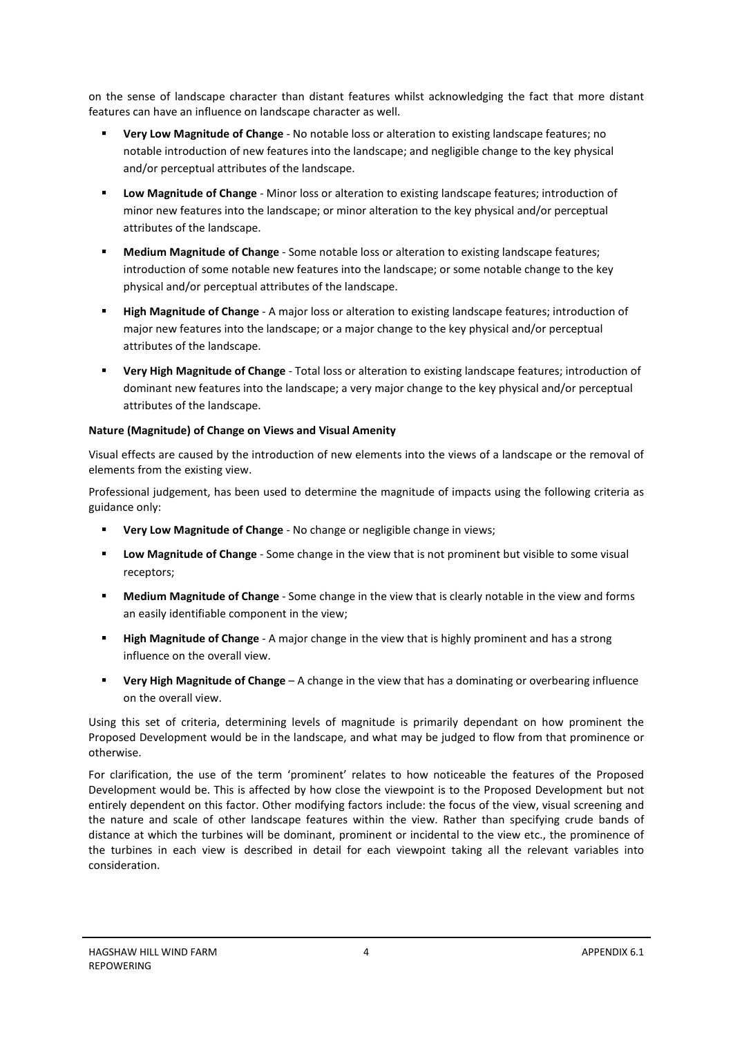on the sense of landscape character than distant features whilst acknowledging the fact that more distant features can have an influence on landscape character as well.

- **Very Low Magnitude of Change** - No notable loss or alteration to existing landscape features; no notable introduction of new features into the landscape; and negligible change to the key physical and/or perceptual attributes of the landscape.
- **Low Magnitude of Change** - Minor loss or alteration to existing landscape features; introduction of minor new features into the landscape; or minor alteration to the key physical and/or perceptual attributes of the landscape.
- **Medium Magnitude of Change** - Some notable loss or alteration to existing landscape features; introduction of some notable new features into the landscape; or some notable change to the key physical and/or perceptual attributes of the landscape.
- **High Magnitude of Change** - A major loss or alteration to existing landscape features; introduction of major new features into the landscape; or a major change to the key physical and/or perceptual attributes of the landscape.
- **Very High Magnitude of Change** - Total loss or alteration to existing landscape features; introduction of dominant new features into the landscape; a very major change to the key physical and/or perceptual attributes of the landscape.

**Nature (Magnitude) of Change on Views and Visual Amenity**

Visual effects are caused by the introduction of new elements into the views of a landscape or the removal of elements from the existing view.

Professional judgement, has been used to determine the magnitude of impacts using the following criteria as guidance only:

- **Very Low Magnitude of Change** - No change or negligible change in views;
- **Low Magnitude of Change** - Some change in the view that is not prominent but visible to some visual receptors;
- **Medium Magnitude of Change** - Some change in the view that is clearly notable in the view and forms an easily identifiable component in the view;
- **High Magnitude of Change** - A major change in the view that is highly prominent and has a strong influence on the overall view.
- **Very High Magnitude of Change** – A change in the view that has a dominating or overbearing influence on the overall view.

Using this set of criteria, determining levels of magnitude is primarily dependant on how prominent the Proposed Development would be in the landscape, and what may be judged to flow from that prominence or otherwise.

For clarification, the use of the term 'prominent' relates to how noticeable the features of the Proposed Development would be. This is affected by how close the viewpoint is to the Proposed Development but not entirely dependent on this factor. Other modifying factors include: the focus of the view, visual screening and the nature and scale of other landscape features within the view. Rather than specifying crude bands of distance at which the turbines will be dominant, prominent or incidental to the view etc., the prominence of the turbines in each view is described in detail for each viewpoint taking all the relevant variables into consideration.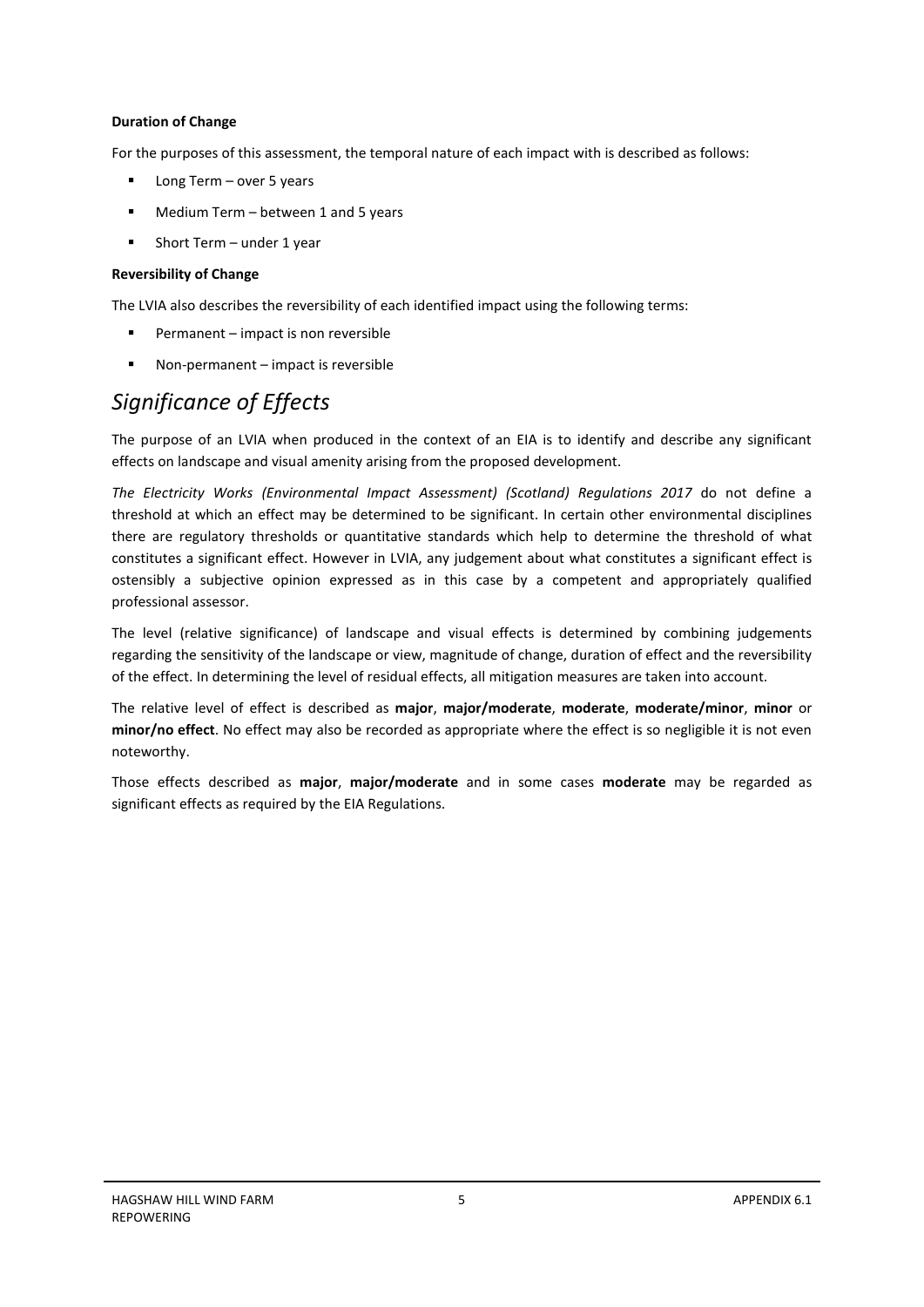**Duration of Change**

For the purposes of this assessment, the temporal nature of each impact with is described as follows:

- Long Term – over 5 years
- Medium Term – between 1 and 5 years
- Short Term – under 1 year

**Reversibility of Change**

The LVIA also describes the reversibility of each identified impact using the following terms:

- Permanent – impact is non reversible
- Non-permanent – impact is reversible

## *Significance of Effects*

The purpose of an LVIA when produced in the context of an EIA is to identify and describe any significant effects on landscape and visual amenity arising from the proposed development.

*The Electricity Works (Environmental Impact Assessment) (Scotland) Regulations 2017* do not define a threshold at which an effect may be determined to be significant. In certain other environmental disciplines there are regulatory thresholds or quantitative standards which help to determine the threshold of what constitutes a significant effect. However in LVIA, any judgement about what constitutes a significant effect is ostensibly a subjective opinion expressed as in this case by a competent and appropriately qualified professional assessor.

The level (relative significance) of landscape and visual effects is determined by combining judgements regarding the sensitivity of the landscape or view, magnitude of change, duration of effect and the reversibility of the effect. In determining the level of residual effects, all mitigation measures are taken into account.

The relative level of effect is described as **major**, **major/moderate**, **moderate**, **moderate/minor**, **minor** or **minor/no effect**. No effect may also be recorded as appropriate where the effect is so negligible it is not even noteworthy.

Those effects described as **major**, **major/moderate** and in some cases **moderate** may be regarded as significant effects as required by the EIA Regulations.